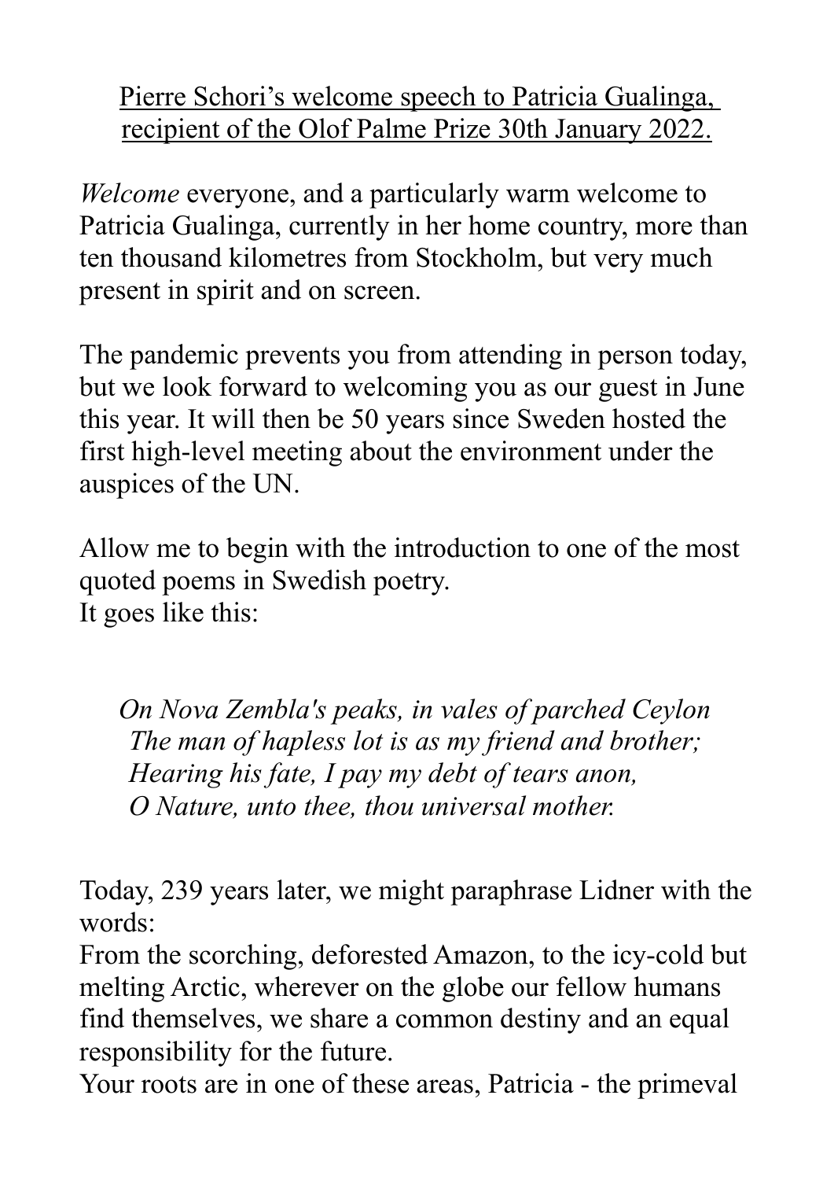<u>Pierre Schori's welcome speech to Patricia Gualinga, recipient of the Olof Palme Prize 30th January 2022.</u>

*Welcome* everyone, and a particularly warm welcome to Patricia Gualinga, currently in her home country, more than ten thousand kilometres from Stockholm, but very much present in spirit and on screen.

The pandemic prevents you from attending in person today, but we look forward to welcoming you as our guest in June this year. It will then be 50 years since Sweden hosted the first high-level meeting about the environment under the auspices of the UN.

Allow me to begin with the introduction to one of the most quoted poems in Swedish poetry.
It goes like this:

> *On Nova Zembla's peaks, in vales of parched Ceylon*
> *The man of hapless lot is as my friend and brother;*
> *Hearing his fate, I pay my debt of tears anon,*
> *O Nature, unto thee, thou universal mother.*

Today, 239 years later, we might paraphrase Lidner with the words:
From the scorching, deforested Amazon, to the icy-cold but melting Arctic, wherever on the globe our fellow humans find themselves, we share a common destiny and an equal responsibility for the future.
Your roots are in one of these areas, Patricia - the primeval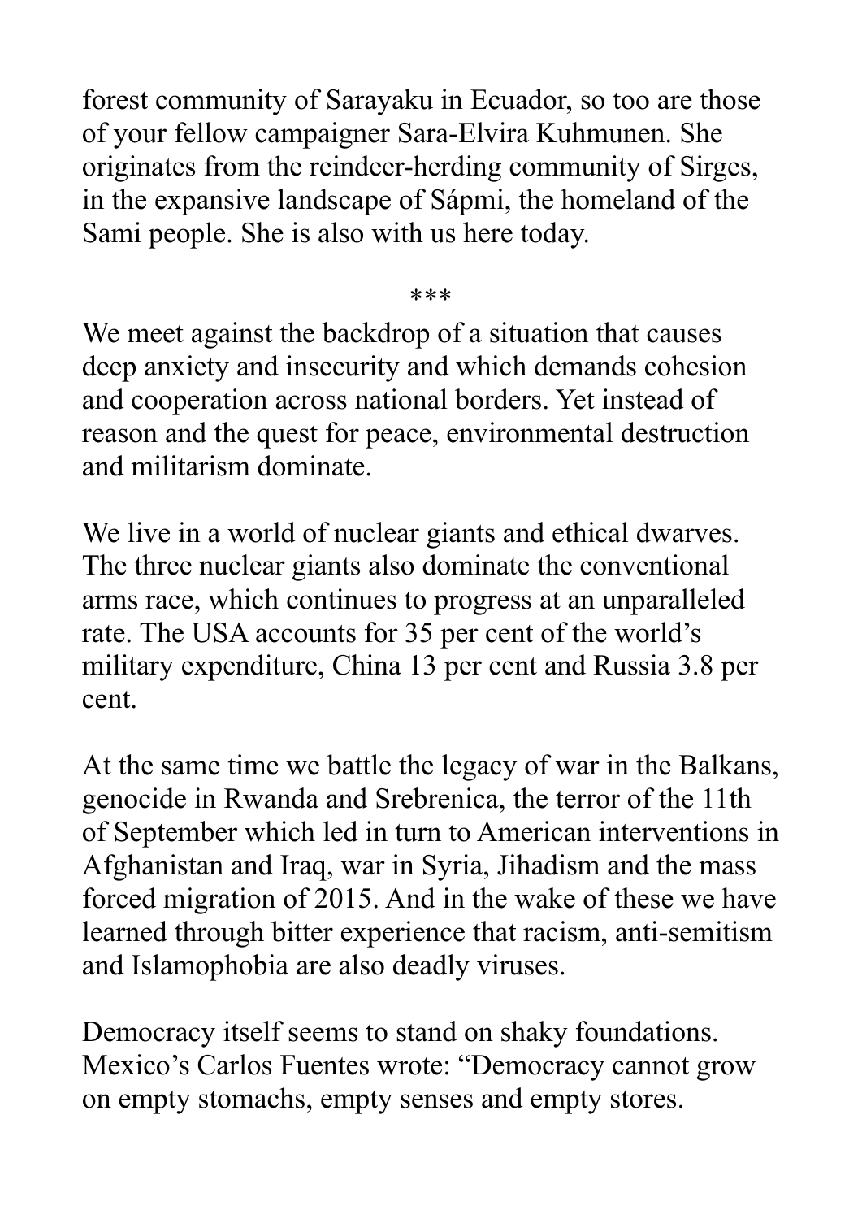forest community of Sarayaku in Ecuador, so too are those of your fellow campaigner Sara-Elvira Kuhmunen. She originates from the reindeer-herding community of Sirges, in the expansive landscape of Sápmi, the homeland of the Sami people. She is also with us here today.

***

We meet against the backdrop of a situation that causes deep anxiety and insecurity and which demands cohesion and cooperation across national borders. Yet instead of reason and the quest for peace, environmental destruction and militarism dominate.

We live in a world of nuclear giants and ethical dwarves. The three nuclear giants also dominate the conventional arms race, which continues to progress at an unparalleled rate. The USA accounts for 35 per cent of the world's military expenditure, China 13 per cent and Russia 3.8 per cent.

At the same time we battle the legacy of war in the Balkans, genocide in Rwanda and Srebrenica, the terror of the 11th of September which led in turn to American interventions in Afghanistan and Iraq, war in Syria, Jihadism and the mass forced migration of 2015. And in the wake of these we have learned through bitter experience that racism, anti-semitism and Islamophobia are also deadly viruses.

Democracy itself seems to stand on shaky foundations. Mexico's Carlos Fuentes wrote: "Democracy cannot grow on empty stomachs, empty senses and empty stores.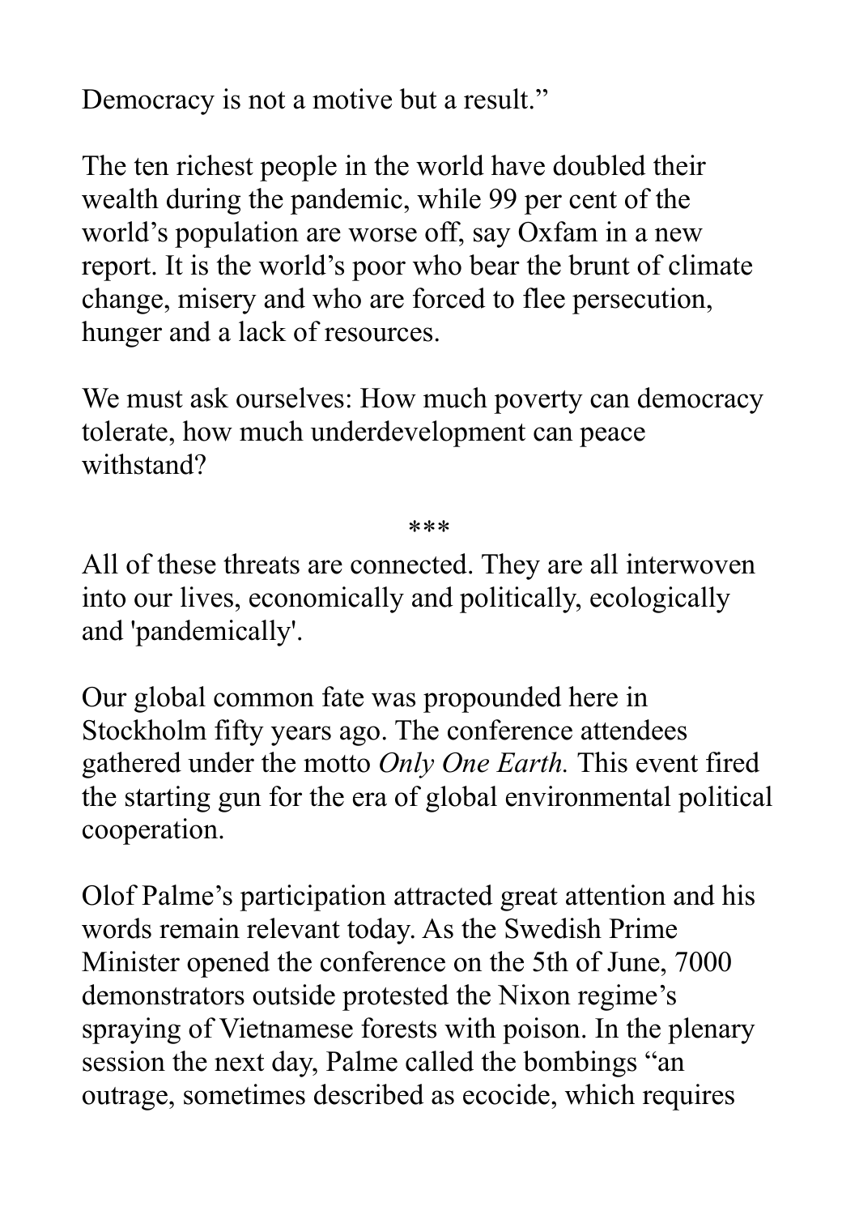Democracy is not a motive but a result."

The ten richest people in the world have doubled their wealth during the pandemic, while 99 per cent of the world's population are worse off, say Oxfam in a new report. It is the world's poor who bear the brunt of climate change, misery and who are forced to flee persecution, hunger and a lack of resources.

We must ask ourselves: How much poverty can democracy tolerate, how much underdevelopment can peace withstand?

***

All of these threats are connected. They are all interwoven into our lives, economically and politically, ecologically and 'pandemically'.

Our global common fate was propounded here in Stockholm fifty years ago. The conference attendees gathered under the motto *Only One Earth.* This event fired the starting gun for the era of global environmental political cooperation.

Olof Palme's participation attracted great attention and his words remain relevant today. As the Swedish Prime Minister opened the conference on the 5th of June, 7000 demonstrators outside protested the Nixon regime's spraying of Vietnamese forests with poison. In the plenary session the next day, Palme called the bombings "an outrage, sometimes described as ecocide, which requires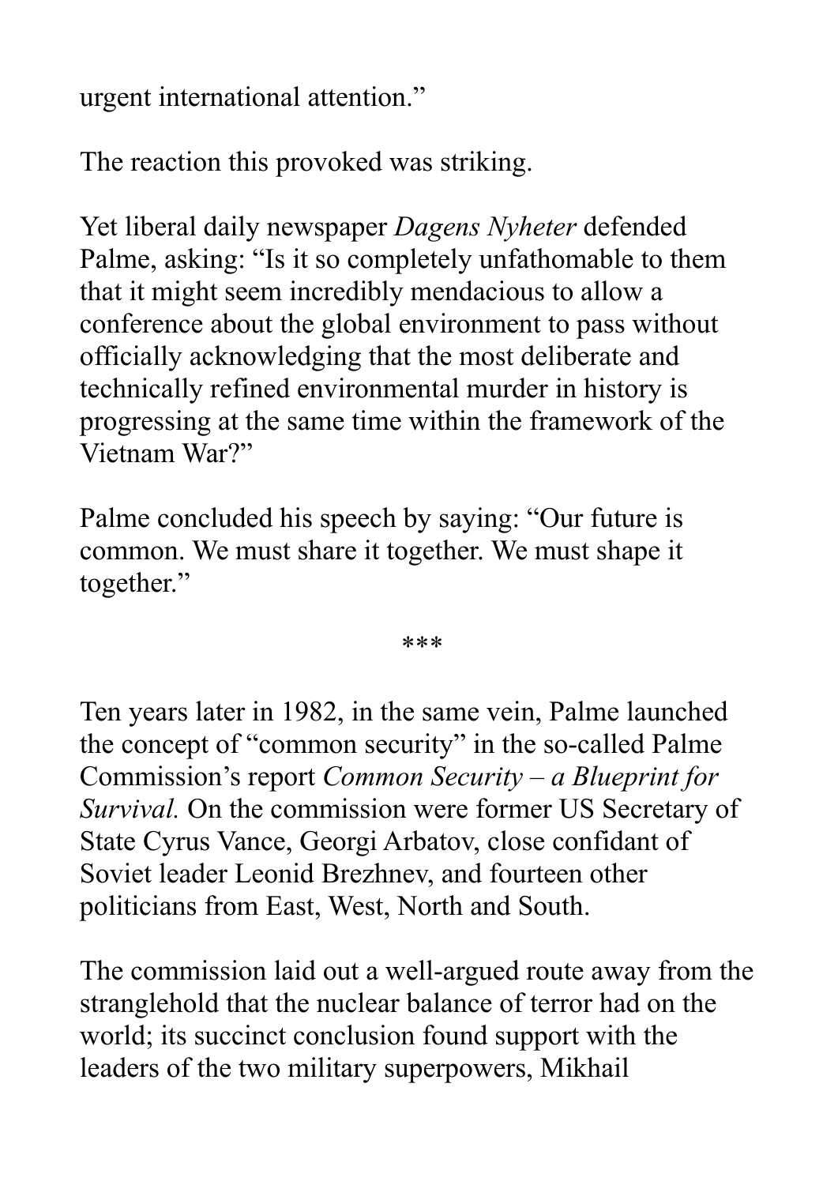urgent international attention."

The reaction this provoked was striking.

Yet liberal daily newspaper *Dagens Nyheter* defended Palme, asking: "Is it so completely unfathomable to them that it might seem incredibly mendacious to allow a conference about the global environment to pass without officially acknowledging that the most deliberate and technically refined environmental murder in history is progressing at the same time within the framework of the Vietnam War?"

Palme concluded his speech by saying: "Our future is common. We must share it together. We must shape it together."

***

Ten years later in 1982, in the same vein, Palme launched the concept of "common security" in the so-called Palme Commission's report *Common Security – a Blueprint for Survival.* On the commission were former US Secretary of State Cyrus Vance, Georgi Arbatov, close confidant of Soviet leader Leonid Brezhnev, and fourteen other politicians from East, West, North and South.

The commission laid out a well-argued route away from the stranglehold that the nuclear balance of terror had on the world; its succinct conclusion found support with the leaders of the two military superpowers, Mikhail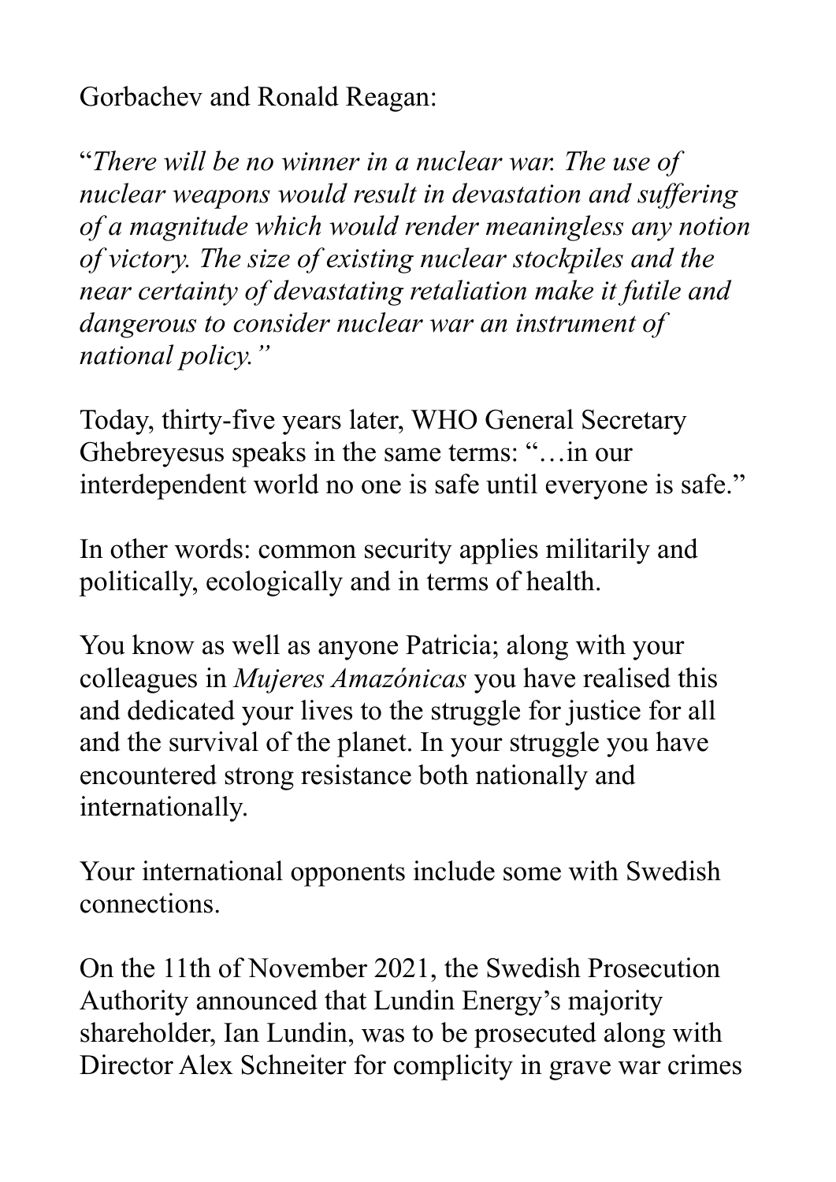Gorbachev and Ronald Reagan:

"*There will be no winner in a nuclear war. The use of nuclear weapons would result in devastation and suffering of a magnitude which would render meaningless any notion of victory. The size of existing nuclear stockpiles and the near certainty of devastating retaliation make it futile and dangerous to consider nuclear war an instrument of national policy."*

Today, thirty-five years later, WHO General Secretary Ghebreyesus speaks in the same terms: "…in our interdependent world no one is safe until everyone is safe."

In other words: common security applies militarily and politically, ecologically and in terms of health.

You know as well as anyone Patricia; along with your colleagues in *Mujeres Amazónicas* you have realised this and dedicated your lives to the struggle for justice for all and the survival of the planet. In your struggle you have encountered strong resistance both nationally and internationally.

Your international opponents include some with Swedish connections.

On the 11th of November 2021, the Swedish Prosecution Authority announced that Lundin Energy's majority shareholder, Ian Lundin, was to be prosecuted along with Director Alex Schneiter for complicity in grave war crimes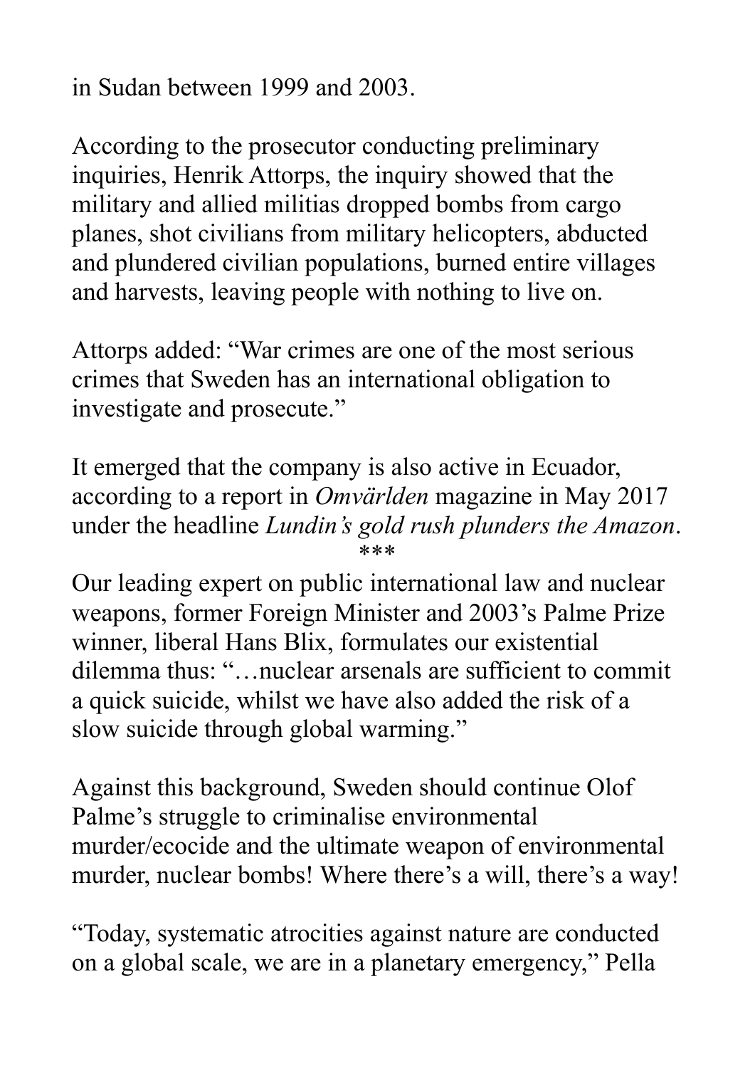in Sudan between 1999 and 2003.

According to the prosecutor conducting preliminary inquiries, Henrik Attorps, the inquiry showed that the military and allied militias dropped bombs from cargo planes, shot civilians from military helicopters, abducted and plundered civilian populations, burned entire villages and harvests, leaving people with nothing to live on.

Attorps added: "War crimes are one of the most serious crimes that Sweden has an international obligation to investigate and prosecute."

It emerged that the company is also active in Ecuador, according to a report in *Omvärlden* magazine in May 2017 under the headline *Lundin's gold rush plunders the Amazon*.

***

Our leading expert on public international law and nuclear weapons, former Foreign Minister and 2003's Palme Prize winner, liberal Hans Blix, formulates our existential dilemma thus: "…nuclear arsenals are sufficient to commit a quick suicide, whilst we have also added the risk of a slow suicide through global warming."

Against this background, Sweden should continue Olof Palme's struggle to criminalise environmental murder/ecocide and the ultimate weapon of environmental murder, nuclear bombs! Where there's a will, there's a way!

"Today, systematic atrocities against nature are conducted on a global scale, we are in a planetary emergency," Pella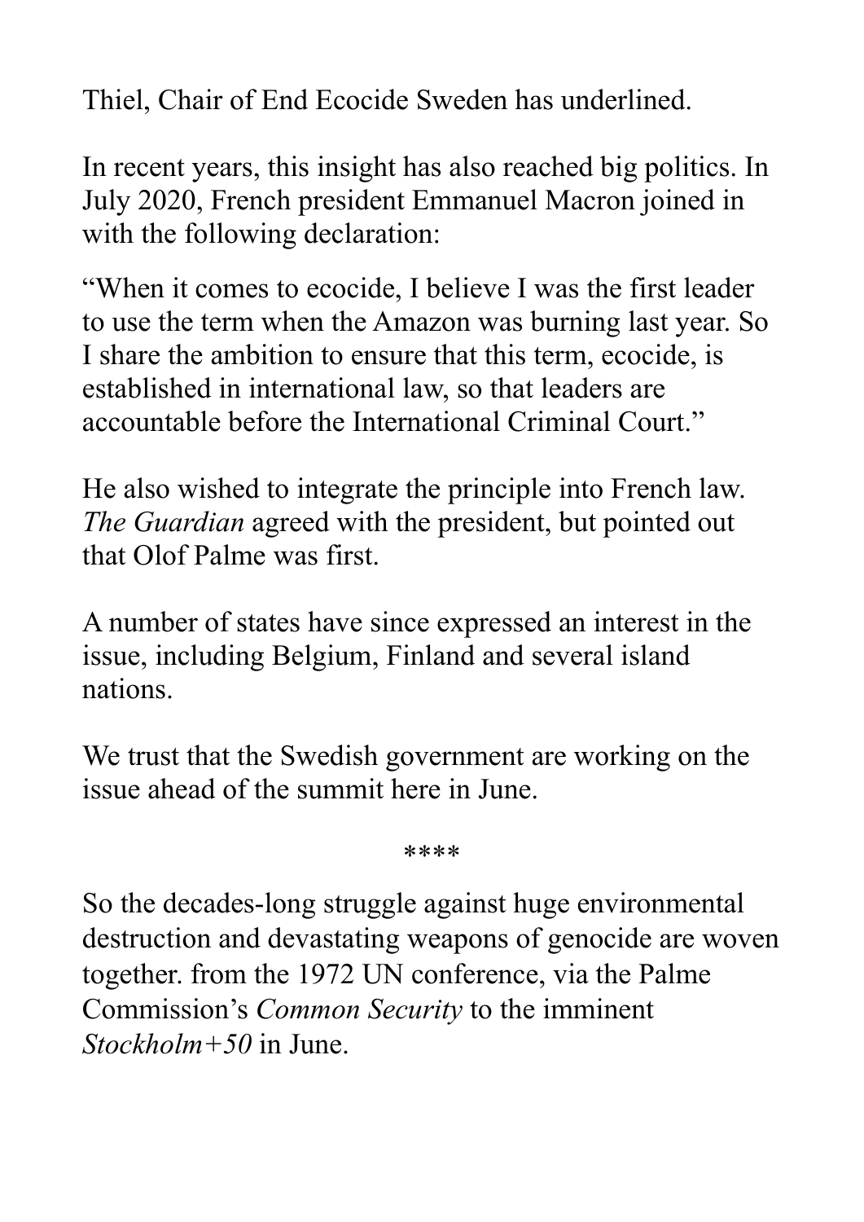Thiel, Chair of End Ecocide Sweden has underlined.

In recent years, this insight has also reached big politics. In July 2020, French president Emmanuel Macron joined in with the following declaration:

"When it comes to ecocide, I believe I was the first leader to use the term when the Amazon was burning last year. So I share the ambition to ensure that this term, ecocide, is established in international law, so that leaders are accountable before the International Criminal Court."

He also wished to integrate the principle into French law. *The Guardian* agreed with the president, but pointed out that Olof Palme was first.

A number of states have since expressed an interest in the issue, including Belgium, Finland and several island nations.

We trust that the Swedish government are working on the issue ahead of the summit here in June.

****

So the decades-long struggle against huge environmental destruction and devastating weapons of genocide are woven together. from the 1972 UN conference, via the Palme Commission's *Common Security* to the imminent *Stockholm+50* in June.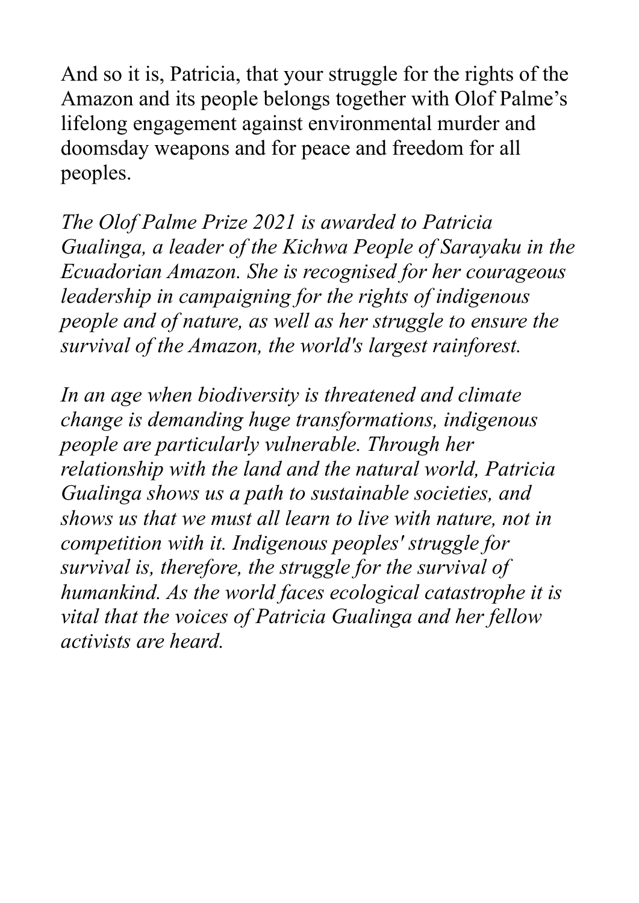And so it is, Patricia, that your struggle for the rights of the Amazon and its people belongs together with Olof Palme's lifelong engagement against environmental murder and doomsday weapons and for peace and freedom for all peoples.

*The Olof Palme Prize 2021 is awarded to Patricia Gualinga, a leader of the Kichwa People of Sarayaku in the Ecuadorian Amazon. She is recognised for her courageous leadership in campaigning for the rights of indigenous people and of nature, as well as her struggle to ensure the survival of the Amazon, the world's largest rainforest.*

*In an age when biodiversity is threatened and climate change is demanding huge transformations, indigenous people are particularly vulnerable. Through her relationship with the land and the natural world, Patricia Gualinga shows us a path to sustainable societies, and shows us that we must all learn to live with nature, not in competition with it. Indigenous peoples' struggle for survival is, therefore, the struggle for the survival of humankind. As the world faces ecological catastrophe it is vital that the voices of Patricia Gualinga and her fellow activists are heard.*